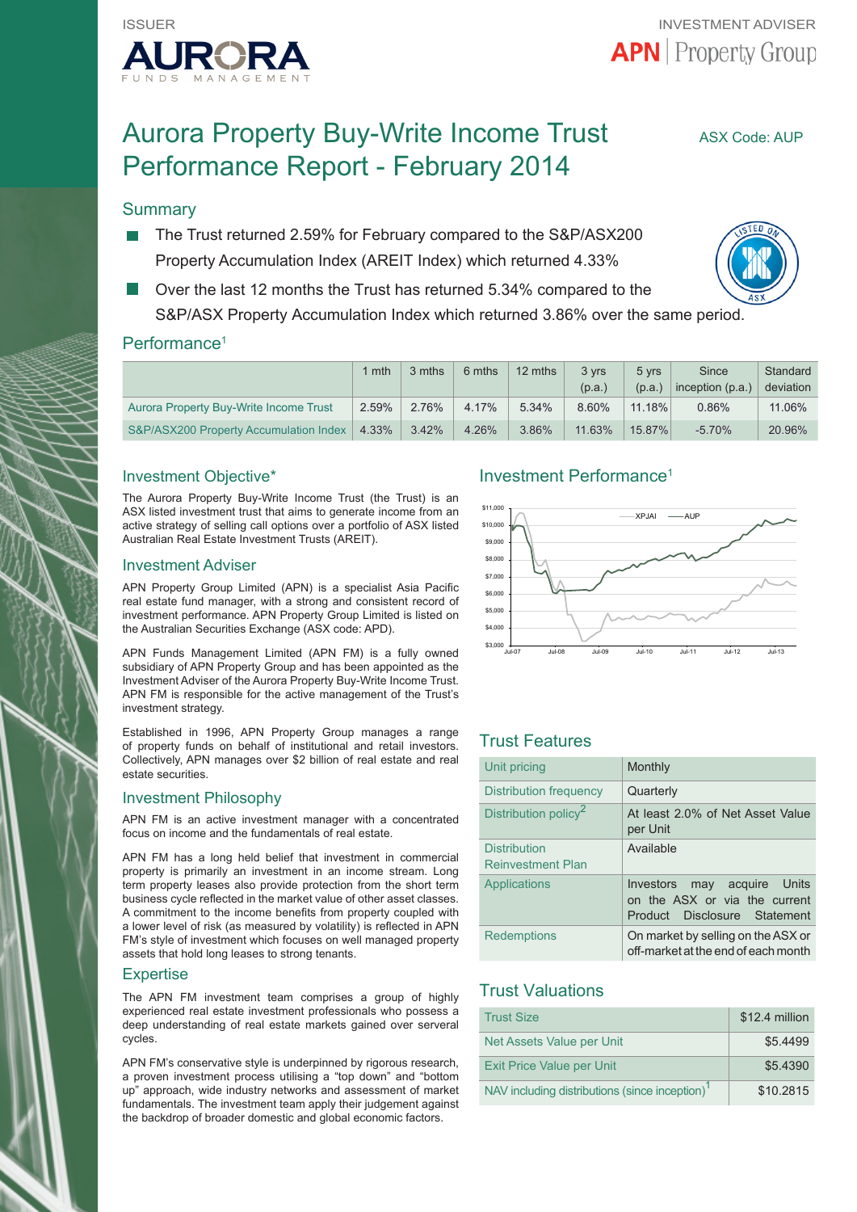ISSUER

AURORA FUNDS MANAGEMENT

INVESTMENT ADVISER

APN | Property Group

# Aurora Property Buy-Write Income Trust Performance Report - February 2014

ASX Code: AUP

## Summary

- The Trust returned 2.59% for February compared to the S&P/ASX200 Property Accumulation Index (AREIT Index) which returned 4.33%
- Over the last 12 months the Trust has returned 5.34% compared to the S&P/ASX Property Accumulation Index which returned 3.86% over the same period.

## Performance[1]

| | 1 mth | 3 mths | 6 mths | 12 mths | 3 yrs (p.a.) | 5 yrs (p.a.) | Since inception (p.a.) | Standard deviation |
|---|---|---|---|---|---|---|---|---|
| Aurora Property Buy-Write Income Trust | 2.59% | 2.76% | 4.17% | 5.34% | 8.60% | 11.18% | 0.86% | 11.06% |
| S&P/ASX200 Property Accumulation Index | 4.33% | 3.42% | 4.26% | 3.86% | 11.63% | 15.87% | -5.70% | 20.96% |

## Investment Objective*

The Aurora Property Buy-Write Income Trust (the Trust) is an ASX listed investment trust that aims to generate income from an active strategy of selling call options over a portfolio of ASX listed Australian Real Estate Investment Trusts (AREIT).

## Investment Adviser

APN Property Group Limited (APN) is a specialist Asia Pacific real estate fund manager, with a strong and consistent record of investment performance. APN Property Group Limited is listed on the Australian Securities Exchange (ASX code: APD).

APN Funds Management Limited (APN FM) is a fully owned subsidiary of APN Property Group and has been appointed as the Investment Adviser of the Aurora Property Buy-Write Income Trust. APN FM is responsible for the active management of the Trust's investment strategy.

Established in 1996, APN Property Group manages a range of property funds on behalf of institutional and retail investors. Collectively, APN manages over $2 billion of real estate and real estate securities.

## Investment Philosophy

APN FM is an active investment manager with a concentrated focus on income and the fundamentals of real estate.

APN FM has a long held belief that investment in commercial property is primarily an investment in an income stream. Long term property leases also provide protection from the short term business cycle reflected in the market value of other asset classes. A commitment to the income benefits from property coupled with a lower level of risk (as measured by volatility) is reflected in APN FM's style of investment which focuses on well managed property assets that hold long leases to strong tenants.

## Expertise

The APN FM investment team comprises a group of highly experienced real estate investment professionals who possess a deep understanding of real estate markets gained over serveral cycles.

APN FM's conservative style is underpinned by rigorous research, a proven investment process utilising a "top down" and "bottom up" approach, wide industry networks and assessment of market fundamentals. The investment team apply their judgement against the backdrop of broader domestic and global economic factors.

## Investment Performance[1]

## Trust Features

| | |
|---|---|
| Unit pricing | Monthly |
| Distribution frequency | Quarterly |
| Distribution policy[2] | At least 2.0% of Net Asset Value per Unit |
| Distribution Reinvestment Plan | Available |
| Applications | Investors may acquire Units on the ASX or via the current Product Disclosure Statement |
| Redemptions | On market by selling on the ASX or off-market at the end of each month |

## Trust Valuations

| | |
|---|---|
| Trust Size | $12.4 million |
| Net Assets Value per Unit | $5.4499 |
| Exit Price Value per Unit | $5.4390 |
| NAV including distributions (since inception)[1] | $10.2815 |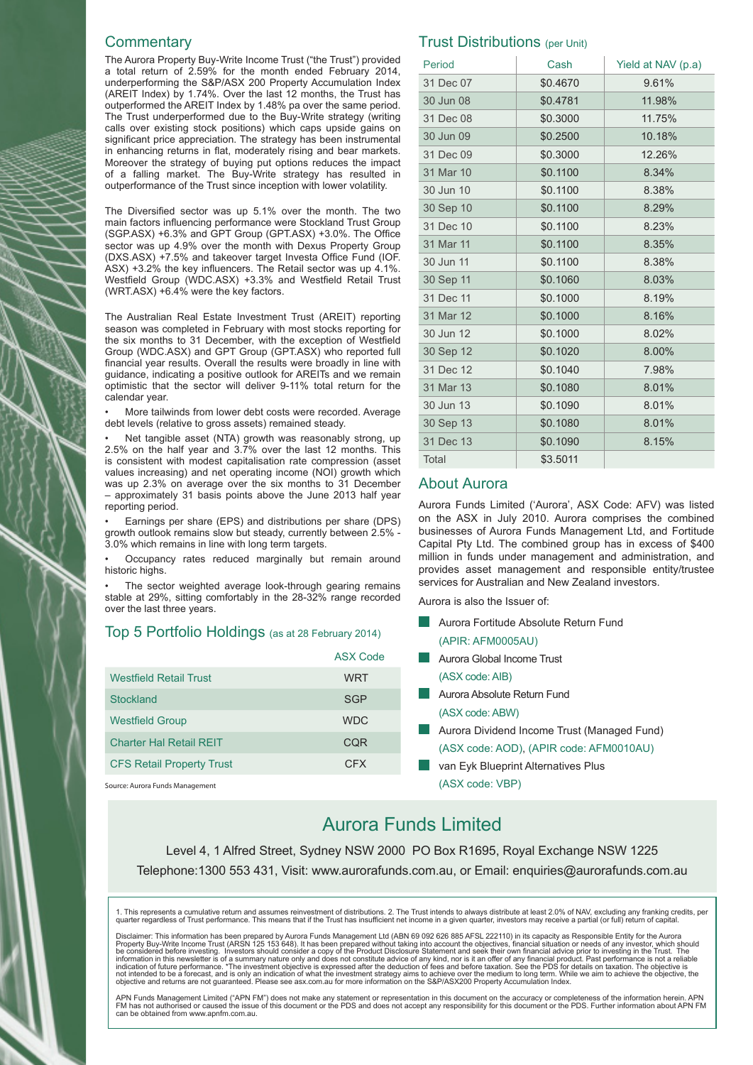## Commentary

The Aurora Property Buy-Write Income Trust ("the Trust") provided a total return of 2.59% for the month ended February 2014, underperforming the S&P/ASX 200 Property Accumulation Index (AREIT Index) by 1.74%. Over the last 12 months, the Trust has outperformed the AREIT Index by 1.48% pa over the same period. The Trust underperformed due to the Buy-Write strategy (writing calls over existing stock positions) which caps upside gains on significant price appreciation. The strategy has been instrumental in enhancing returns in flat, moderately rising and bear markets. Moreover the strategy of buying put options reduces the impact of a falling market. The Buy-Write strategy has resulted in outperformance of the Trust since inception with lower volatility.

The Diversified sector was up 5.1% over the month. The two main factors influencing performance were Stockland Trust Group (SGP.ASX) +6.3% and GPT Group (GPT.ASX) +3.0%. The Office sector was up 4.9% over the month with Dexus Property Group (DXS.ASX) +7.5% and takeover target Investa Office Fund (IOF. ASX) +3.2% the key influencers. The Retail sector was up 4.1%. Westfield Group (WDC.ASX) +3.3% and Westfield Retail Trust (WRT.ASX) +6.4% were the key factors.

The Australian Real Estate Investment Trust (AREIT) reporting season was completed in February with most stocks reporting for the six months to 31 December, with the exception of Westfield Group (WDC.ASX) and GPT Group (GPT.ASX) who reported full financial year results. Overall the results were broadly in line with guidance, indicating a positive outlook for AREITs and we remain optimistic that the sector will deliver 9-11% total return for the calendar year.

- More tailwinds from lower debt costs were recorded. Average debt levels (relative to gross assets) remained steady.
- Net tangible asset (NTA) growth was reasonably strong, up 2.5% on the half year and 3.7% over the last 12 months. This is consistent with modest capitalisation rate compression (asset values increasing) and net operating income (NOI) growth which was up 2.3% on average over the six months to 31 December – approximately 31 basis points above the June 2013 half year reporting period.
- Earnings per share (EPS) and distributions per share (DPS) growth outlook remains slow but steady, currently between 2.5% - 3.0% which remains in line with long term targets.
- Occupancy rates reduced marginally but remain around historic highs.
- The sector weighted average look-through gearing remains stable at 29%, sitting comfortably in the 28-32% range recorded over the last three years.

## Top 5 Portfolio Holdings (as at 28 February 2014)

| | ASX Code |
|---|---|
| Westfield Retail Trust | WRT |
| Stockland | SGP |
| Westfield Group | WDC |
| Charter Hal Retail REIT | CQR |
| CFS Retail Property Trust | CFX |

Source: Aurora Funds Management

## Trust Distributions (per Unit)

| Period | Cash | Yield at NAV (p.a) |
|---|---|---|
| 31 Dec 07 | $0.4670 | 9.61% |
| 30 Jun 08 | $0.4781 | 11.98% |
| 31 Dec 08 | $0.3000 | 11.75% |
| 30 Jun 09 | $0.2500 | 10.18% |
| 31 Dec 09 | $0.3000 | 12.26% |
| 31 Mar 10 | $0.1100 | 8.34% |
| 30 Jun 10 | $0.1100 | 8.38% |
| 30 Sep 10 | $0.1100 | 8.29% |
| 31 Dec 10 | $0.1100 | 8.23% |
| 31 Mar 11 | $0.1100 | 8.35% |
| 30 Jun 11 | $0.1100 | 8.38% |
| 30 Sep 11 | $0.1060 | 8.03% |
| 31 Dec 11 | $0.1000 | 8.19% |
| 31 Mar 12 | $0.1000 | 8.16% |
| 30 Jun 12 | $0.1000 | 8.02% |
| 30 Sep 12 | $0.1020 | 8.00% |
| 31 Dec 12 | $0.1040 | 7.98% |
| 31 Mar 13 | $0.1080 | 8.01% |
| 30 Jun 13 | $0.1090 | 8.01% |
| 30 Sep 13 | $0.1080 | 8.01% |
| 31 Dec 13 | $0.1090 | 8.15% |
| Total | $3.5011 | |

## About Aurora

Aurora Funds Limited ('Aurora', ASX Code: AFV) was listed on the ASX in July 2010. Aurora comprises the combined businesses of Aurora Funds Management Ltd, and Fortitude Capital Pty Ltd. The combined group has in excess of $400 million in funds under management and administration, and provides asset management and responsible entity/trustee services for Australian and New Zealand investors.

Aurora is also the Issuer of:

- Aurora Fortitude Absolute Return Fund (APIR: AFM0005AU)
- Aurora Global Income Trust (ASX code: AIB)
- Aurora Absolute Return Fund (ASX code: ABW)
- Aurora Dividend Income Trust (Managed Fund) (ASX code: AOD), (APIR code: AFM0010AU)
- van Eyk Blueprint Alternatives Plus (ASX code: VBP)

## Aurora Funds Limited

Level 4, 1 Alfred Street, Sydney NSW 2000 PO Box R1695, Royal Exchange NSW 1225

Telephone:1300 553 431, Visit: www.aurorafunds.com.au, or Email: enquiries@aurorafunds.com.au

1. This represents a cumulative return and assumes reinvestment of distributions. 2. The Trust intends to always distribute at least 2.0% of NAV, excluding any franking credits, per quarter regardless of Trust performance. This means that if the Trust has insufficient net income in a given quarter, investors may receive a partial (or full) return of capital.

Disclaimer: This information has been prepared by Aurora Funds Management Ltd (ABN 69 092 626 885 AFSL 222110) in its capacity as Responsible Entity for the Aurora Property Buy-Write Income Trust (ARSN 125 153 648). It has been prepared without taking into account the objectives, financial situation or needs of any investor, which should be considered before investing. Investors should consider a copy of the Product Disclosure Statement and seek their own financial advice prior to investing in the Trust. The information in this newsletter is of a summary nature only and does not constitute advice of any kind, nor is it an offer of any financial product. Past performance is not a reliable indication of future performance. *The investment objective is expressed after the deduction of fees and before taxation. See the PDS for details on taxation. The objective is not intended to be a forecast, and is only an indication of what the investment strategy aims to achieve over the medium to long term. While we aim to achieve the objective, the objective and returns are not guaranteed. Please see asx.com.au for more information on the S&P/ASX200 Property Accumulation Index.

APN Funds Management Limited ("APN FM") does not make any statement or representation in this document on the accuracy or completeness of the information herein. APN FM has not authorised or caused the issue of this document or the PDS and does not accept any responsibility for this document or the PDS. Further information about APN FM can be obtained from www.apnfm.com.au.